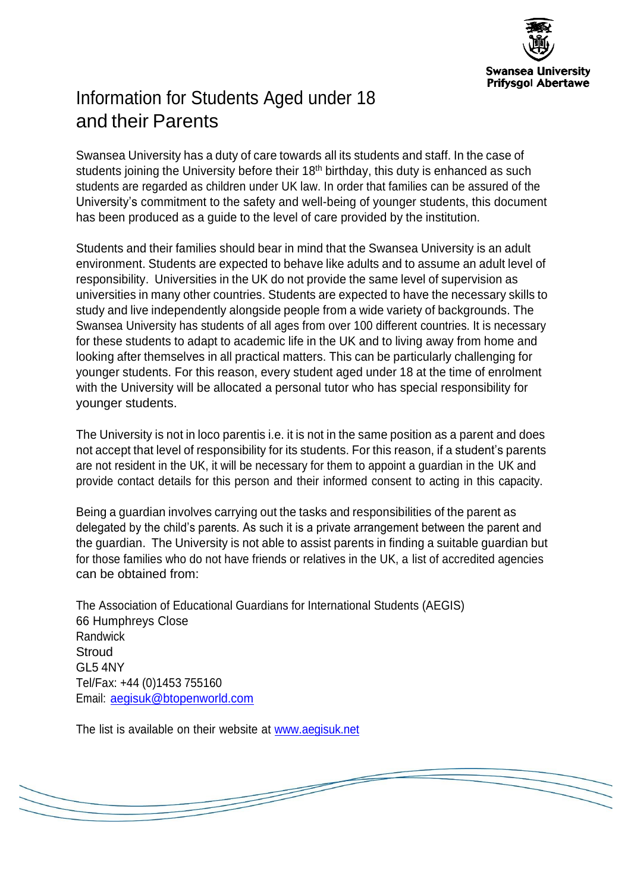# Information for Students Aged under 18 and their Parents

Swansea University has a duty of care towards all its students and staff. In the case of students joining the University before their 18th birthday, this duty is enhanced as such students are regarded as children under UK law. In order that families can be assured of the University's commitment to the safety and well-being of younger students, this document has been produced as a guide to the level of care provided by the institution.

Students and their families should bear in mind that the Swansea University is an adult environment. Students are expected to behave like adults and to assume an adult level of responsibility. Universities in the UK do not provide the same level of supervision as universities in many other countries. Students are expected to have the necessary skills to study and live independently alongside people from a wide variety of backgrounds. The Swansea University has students of all ages from over 100 different countries. It is necessary for these students to adapt to academic life in the UK and to living away from home and looking after themselves in all practical matters. This can be particularly challenging for younger students. For this reason, every student aged under 18 at the time of enrolment with the University will be allocated a personal tutor who has special responsibility for younger students.

The University is not in loco parentis i.e. it is not in the same position as a parent and does not accept that level of responsibility for its students. For this reason, if a student's parents are not resident in the UK, it will be necessary for them to appoint a guardian in the UK and provide contact details for this person and their informed consent to acting in this capacity.

Being a guardian involves carrying out the tasks and responsibilities of the parent as delegated by the child's parents. As such it is a private arrangement between the parent and the guardian. The University is not able to assist parents in finding a suitable guardian but for those families who do not have friends or relatives in the UK, a list of accredited agencies can be obtained from:

The Association of Educational Guardians for International Students (AEGIS)
66 Humphreys Close
Randwick
Stroud
GL5 4NY
Tel/Fax: +44 (0)1453 755160
Email: aegisuk@btopenworld.com

The list is available on their website at www.aegisuk.net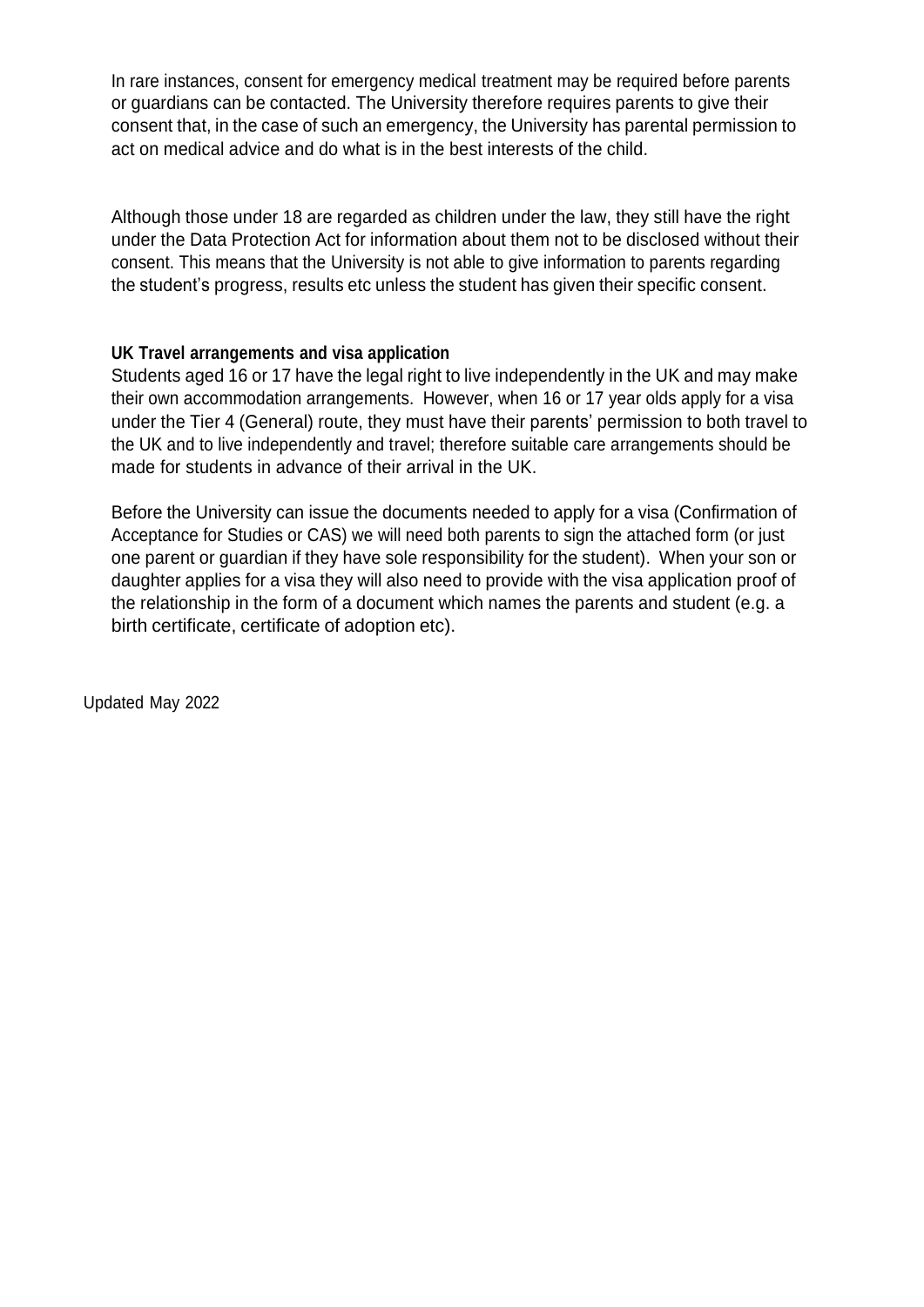In rare instances, consent for emergency medical treatment may be required before parents or guardians can be contacted. The University therefore requires parents to give their consent that, in the case of such an emergency, the University has parental permission to act on medical advice and do what is in the best interests of the child.

Although those under 18 are regarded as children under the law, they still have the right under the Data Protection Act for information about them not to be disclosed without their consent. This means that the University is not able to give information to parents regarding the student's progress, results etc unless the student has given their specific consent.

**UK Travel arrangements and visa application**

Students aged 16 or 17 have the legal right to live independently in the UK and may make their own accommodation arrangements. However, when 16 or 17 year olds apply for a visa under the Tier 4 (General) route, they must have their parents' permission to both travel to the UK and to live independently and travel; therefore suitable care arrangements should be made for students in advance of their arrival in the UK.

Before the University can issue the documents needed to apply for a visa (Confirmation of Acceptance for Studies or CAS) we will need both parents to sign the attached form (or just one parent or guardian if they have sole responsibility for the student). When your son or daughter applies for a visa they will also need to provide with the visa application proof of the relationship in the form of a document which names the parents and student (e.g. a birth certificate, certificate of adoption etc).

Updated May 2022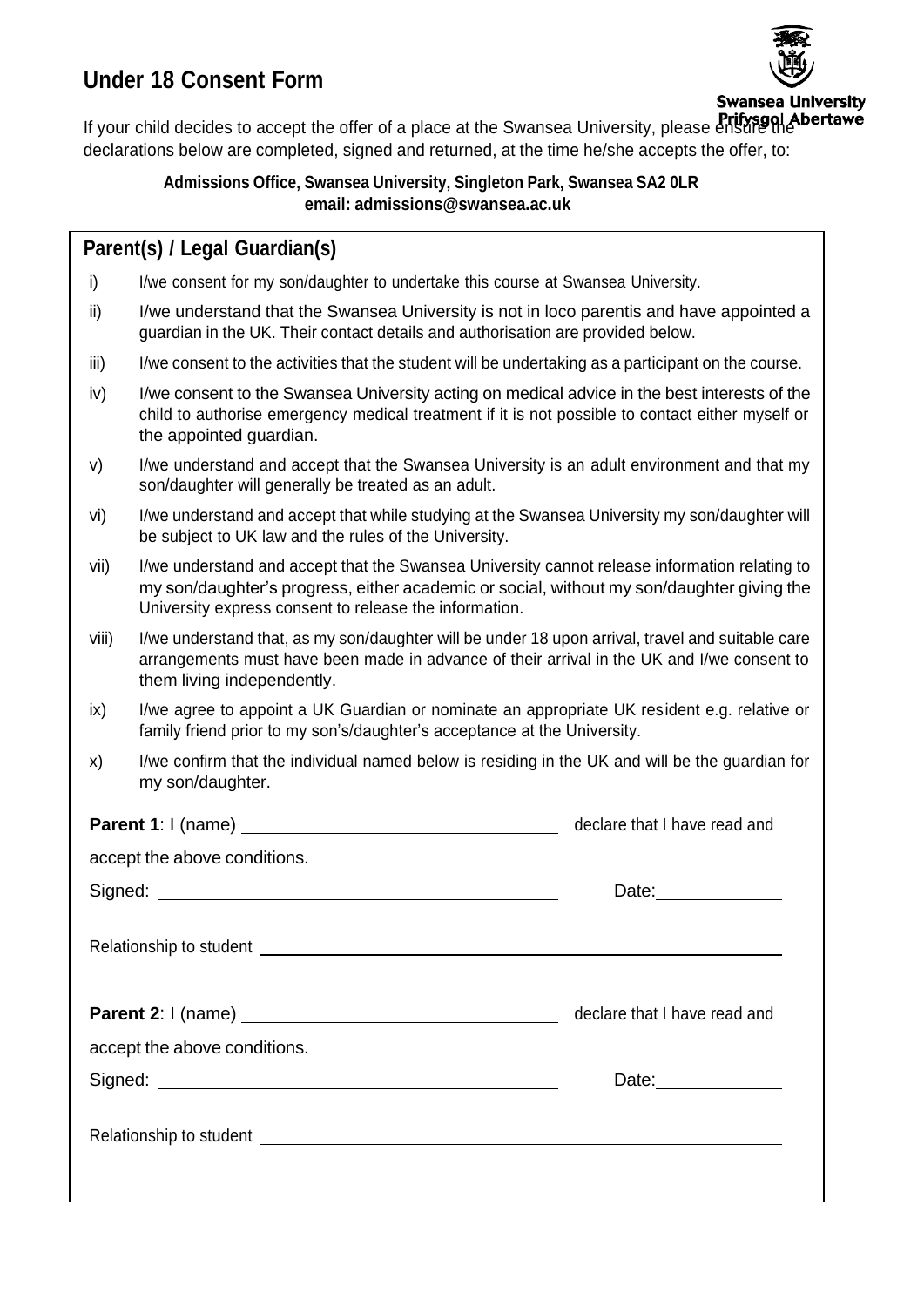# Under 18 Consent Form

Swansea University
Prifysgol Abertawe

If your child decides to accept the offer of a place at the Swansea University, please ensure the declarations below are completed, signed and returned, at the time he/she accepts the offer, to:

**Admissions Office, Swansea University, Singleton Park, Swansea SA2 0LR**
**email: admissions@swansea.ac.uk**

## Parent(s) / Legal Guardian(s)

i) I/we consent for my son/daughter to undertake this course at Swansea University.

ii) I/we understand that the Swansea University is not in loco parentis and have appointed a guardian in the UK. Their contact details and authorisation are provided below.

iii) I/we consent to the activities that the student will be undertaking as a participant on the course.

iv) I/we consent to the Swansea University acting on medical advice in the best interests of the child to authorise emergency medical treatment if it is not possible to contact either myself or the appointed guardian.

v) I/we understand and accept that the Swansea University is an adult environment and that my son/daughter will generally be treated as an adult.

vi) I/we understand and accept that while studying at the Swansea University my son/daughter will be subject to UK law and the rules of the University.

vii) I/we understand and accept that the Swansea University cannot release information relating to my son/daughter's progress, either academic or social, without my son/daughter giving the University express consent to release the information.

viii) I/we understand that, as my son/daughter will be under 18 upon arrival, travel and suitable care arrangements must have been made in advance of their arrival in the UK and I/we consent to them living independently.

ix) I/we agree to appoint a UK Guardian or nominate an appropriate UK resident e.g. relative or family friend prior to my son's/daughter's acceptance at the University.

x) I/we confirm that the individual named below is residing in the UK and will be the guardian for my son/daughter.

**Parent 1**: I (name) ________________________________ declare that I have read and accept the above conditions.

Signed: ________________________________________ Date: ____________

Relationship to student ________________________________________________________

**Parent 2**: I (name) ________________________________ declare that I have read and accept the above conditions.

Signed: ________________________________________ Date: ____________

Relationship to student ________________________________________________________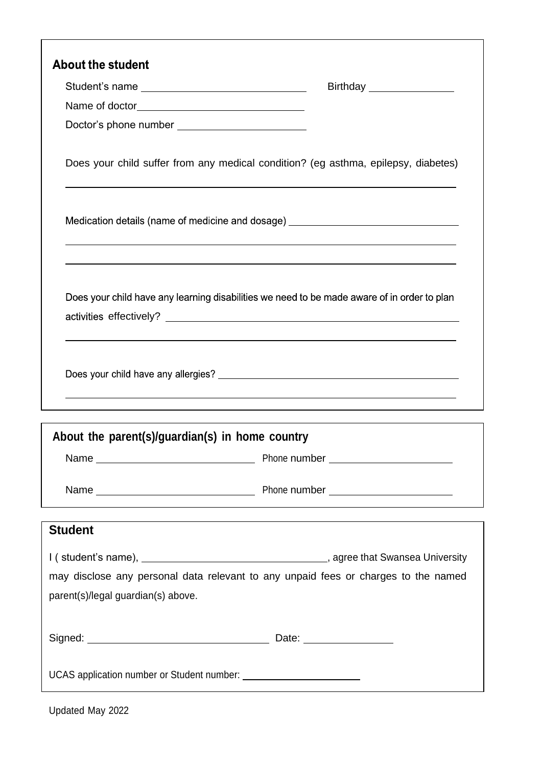## About the student

Student's name ______________________ Birthday ______________

Name of doctor______________________

Doctor's phone number ______________________

Does your child suffer from any medical condition? (eg asthma, epilepsy, diabetes)

______________________________________________________________________

Medication details (name of medicine and dosage) ______________________

______________________________________________________________________

______________________________________________________________________

Does your child have any learning disabilities we need to be made aware of in order to plan activities effectively? ______________________

______________________________________________________________________

Does your child have any allergies? ______________________

______________________________________________________________________

## About the parent(s)/guardian(s) in home country

Name ______________________ Phone number ______________________

Name ______________________ Phone number ______________________

## Student

I ( student's name), ______________________, agree that Swansea University may disclose any personal data relevant to any unpaid fees or charges to the named parent(s)/legal guardian(s) above.

Signed: ______________________ Date: ______________

UCAS application number or Student number: ______________________

Updated May 2022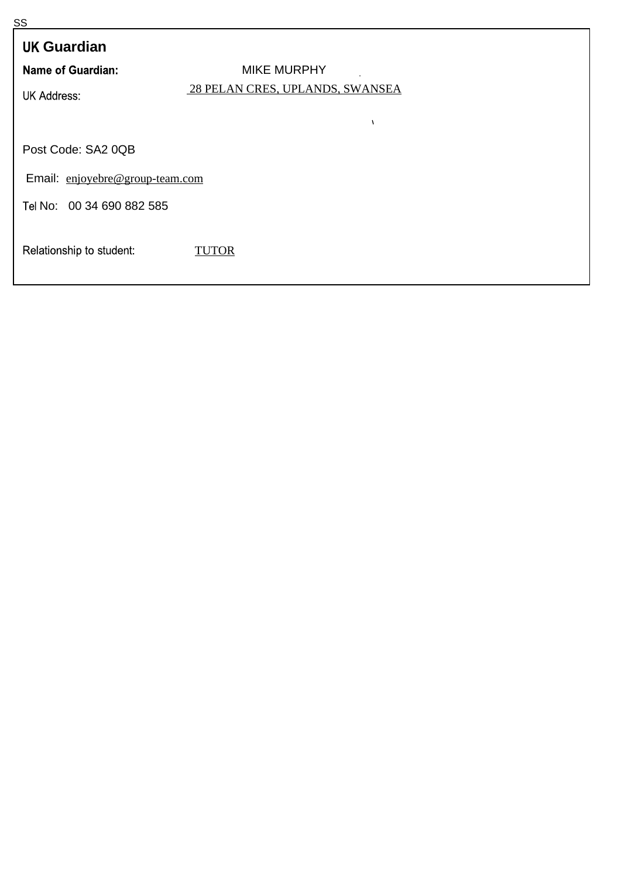SS

## UK Guardian

**Name of Guardian:** MIKE MURPHY

UK Address: 28 PELAN CRES, UPLANDS, SWANSEA

Post Code: SA2 0QB

Email: enjoyebre@group-team.com

Tel No: 00 34 690 882 585

Relationship to student: TUTOR